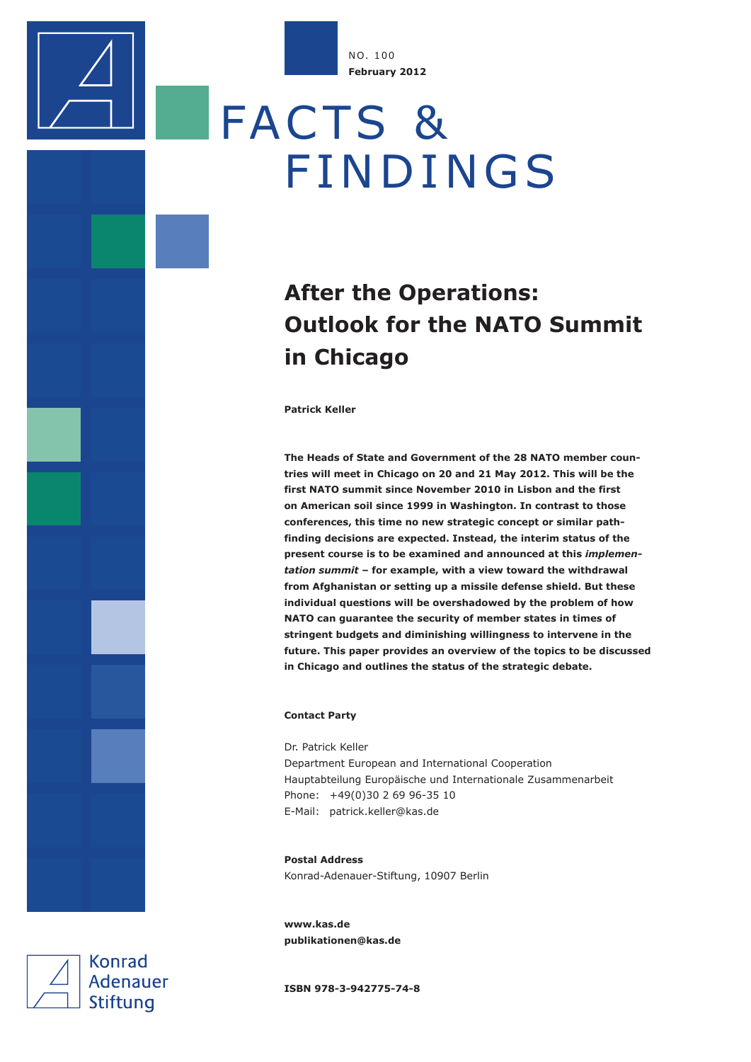NO. 100
**February 2012**

# FACTS & FINDINGS

## After the Operations: Outlook for the NATO Summit in Chicago

**Patrick Keller**

**The Heads of State and Government of the 28 NATO member countries will meet in Chicago on 20 and 21 May 2012. This will be the first NATO summit since November 2010 in Lisbon and the first on American soil since 1999 in Washington. In contrast to those conferences, this time no new strategic concept or similar path-finding decisions are expected. Instead, the interim status of the present course is to be examined and announced at this *implementation summit* – for example, with a view toward the withdrawal from Afghanistan or setting up a missile defense shield. But these individual questions will be overshadowed by the problem of how NATO can guarantee the security of member states in times of stringent budgets and diminishing willingness to intervene in the future. This paper provides an overview of the topics to be discussed in Chicago and outlines the status of the strategic debate.**

**Contact Party**

Dr. Patrick Keller
Department European and International Cooperation
Hauptabteilung Europäische und Internationale Zusammenarbeit
Phone: +49(0)30 2 69 96-35 10
E-Mail: patrick.keller@kas.de

**Postal Address**
Konrad-Adenauer-Stiftung, 10907 Berlin

**www.kas.de**
**publikationen@kas.de**

**ISBN 978-3-942775-74-8**

Konrad Adenauer Stiftung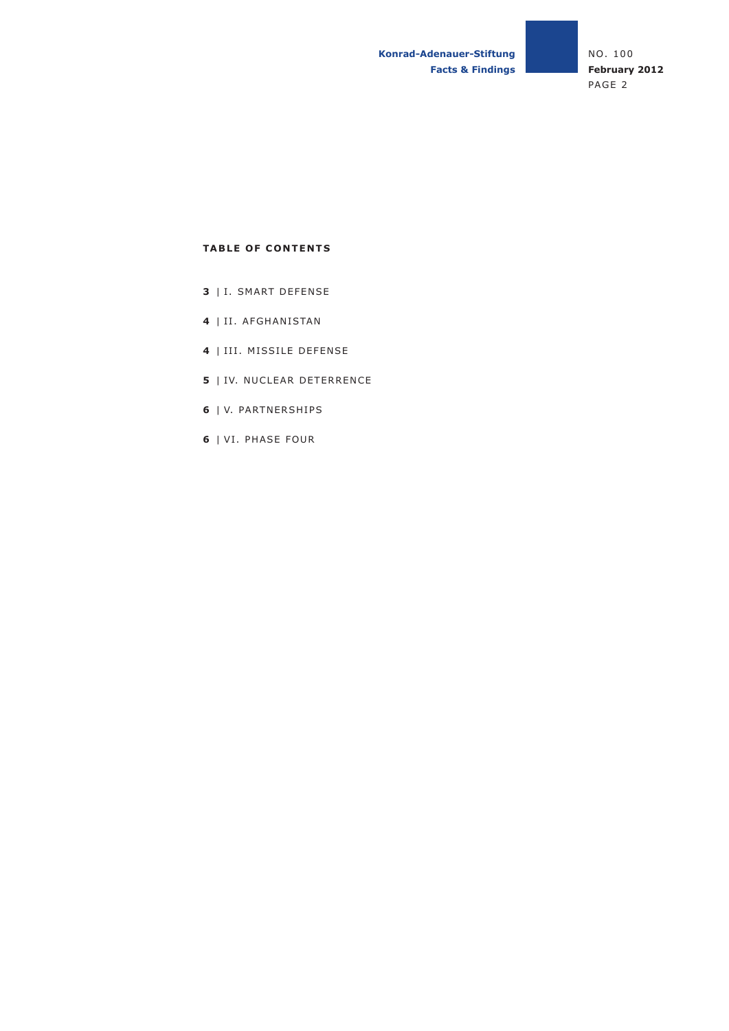## TABLE OF CONTENTS

**3** | I. SMART DEFENSE

**4** | II. AFGHANISTAN

**4** | III. MISSILE DEFENSE

**5** | IV. NUCLEAR DETERRENCE

**6** | V. PARTNERSHIPS

**6** | VI. PHASE FOUR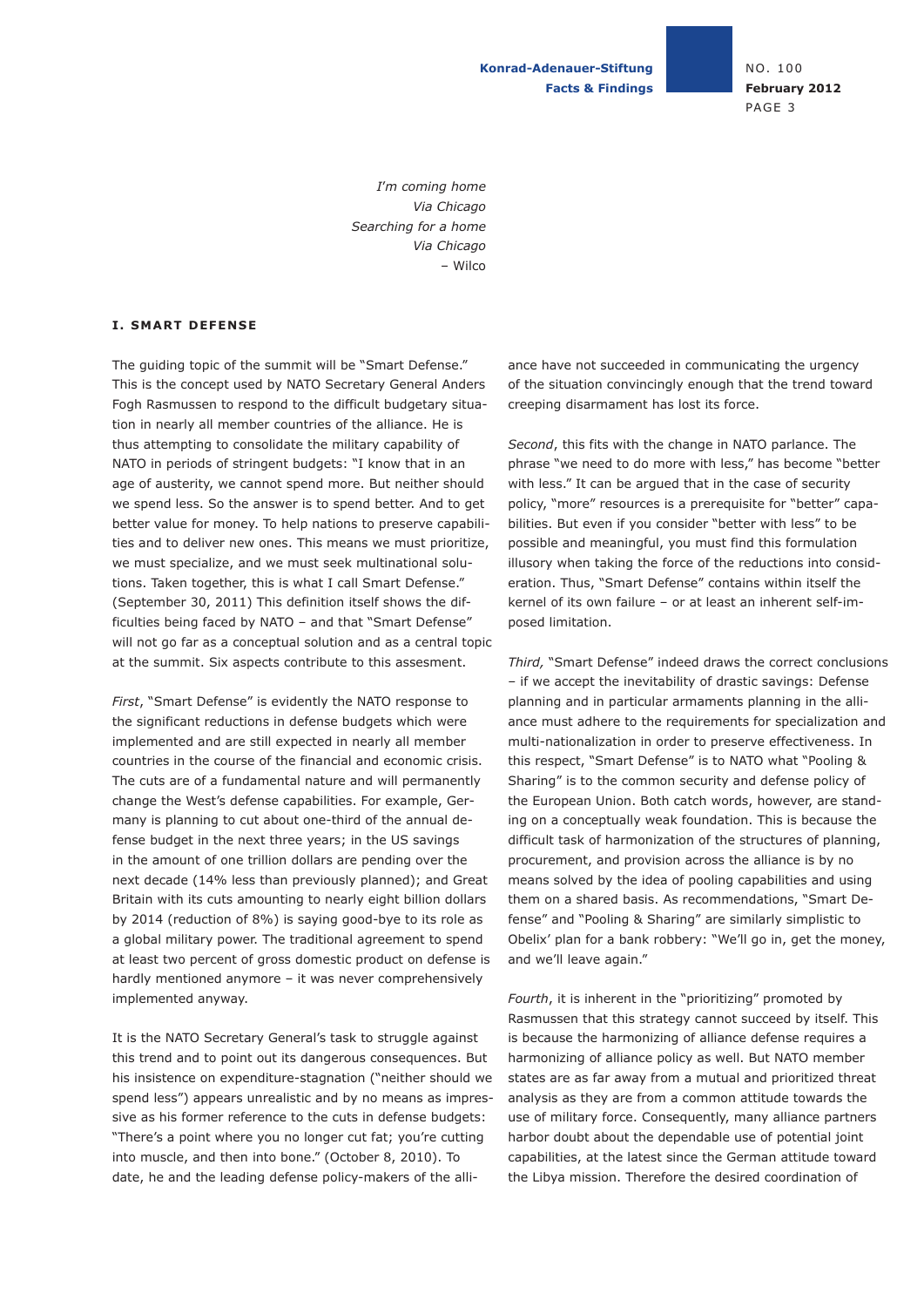*I'm coming home*
*Via Chicago*
*Searching for a home*
*Via Chicago*
– Wilco

## I. SMART DEFENSE

The guiding topic of the summit will be "Smart Defense." This is the concept used by NATO Secretary General Anders Fogh Rasmussen to respond to the difficult budgetary situation in nearly all member countries of the alliance. He is thus attempting to consolidate the military capability of NATO in periods of stringent budgets: "I know that in an age of austerity, we cannot spend more. But neither should we spend less. So the answer is to spend better. And to get better value for money. To help nations to preserve capabilities and to deliver new ones. This means we must prioritize, we must specialize, and we must seek multinational solutions. Taken together, this is what I call Smart Defense." (September 30, 2011) This definition itself shows the difficulties being faced by NATO – and that "Smart Defense" will not go far as a conceptual solution and as a central topic at the summit. Six aspects contribute to this assesment.

*First*, "Smart Defense" is evidently the NATO response to the significant reductions in defense budgets which were implemented and are still expected in nearly all member countries in the course of the financial and economic crisis. The cuts are of a fundamental nature and will permanently change the West's defense capabilities. For example, Germany is planning to cut about one-third of the annual defense budget in the next three years; in the US savings in the amount of one trillion dollars are pending over the next decade (14% less than previously planned); and Great Britain with its cuts amounting to nearly eight billion dollars by 2014 (reduction of 8%) is saying good-bye to its role as a global military power. The traditional agreement to spend at least two percent of gross domestic product on defense is hardly mentioned anymore – it was never comprehensively implemented anyway.

It is the NATO Secretary General's task to struggle against this trend and to point out its dangerous consequences. But his insistence on expenditure-stagnation ("neither should we spend less") appears unrealistic and by no means as impressive as his former reference to the cuts in defense budgets: "There's a point where you no longer cut fat; you're cutting into muscle, and then into bone." (October 8, 2010). To date, he and the leading defense policy-makers of the alliance have not succeeded in communicating the urgency of the situation convincingly enough that the trend toward creeping disarmament has lost its force.

*Second*, this fits with the change in NATO parlance. The phrase "we need to do more with less," has become "better with less." It can be argued that in the case of security policy, "more" resources is a prerequisite for "better" capabilities. But even if you consider "better with less" to be possible and meaningful, you must find this formulation illusory when taking the force of the reductions into consideration. Thus, "Smart Defense" contains within itself the kernel of its own failure – or at least an inherent self-imposed limitation.

*Third,* "Smart Defense" indeed draws the correct conclusions – if we accept the inevitability of drastic savings: Defense planning and in particular armaments planning in the alliance must adhere to the requirements for specialization and multi-nationalization in order to preserve effectiveness. In this respect, "Smart Defense" is to NATO what "Pooling & Sharing" is to the common security and defense policy of the European Union. Both catch words, however, are standing on a conceptually weak foundation. This is because the difficult task of harmonization of the structures of planning, procurement, and provision across the alliance is by no means solved by the idea of pooling capabilities and using them on a shared basis. As recommendations, "Smart Defense" and "Pooling & Sharing" are similarly simplistic to Obelix' plan for a bank robbery: "We'll go in, get the money, and we'll leave again."

*Fourth*, it is inherent in the "prioritizing" promoted by Rasmussen that this strategy cannot succeed by itself. This is because the harmonizing of alliance defense requires a harmonizing of alliance policy as well. But NATO member states are as far away from a mutual and prioritized threat analysis as they are from a common attitude towards the use of military force. Consequently, many alliance partners harbor doubt about the dependable use of potential joint capabilities, at the latest since the German attitude toward the Libya mission. Therefore the desired coordination of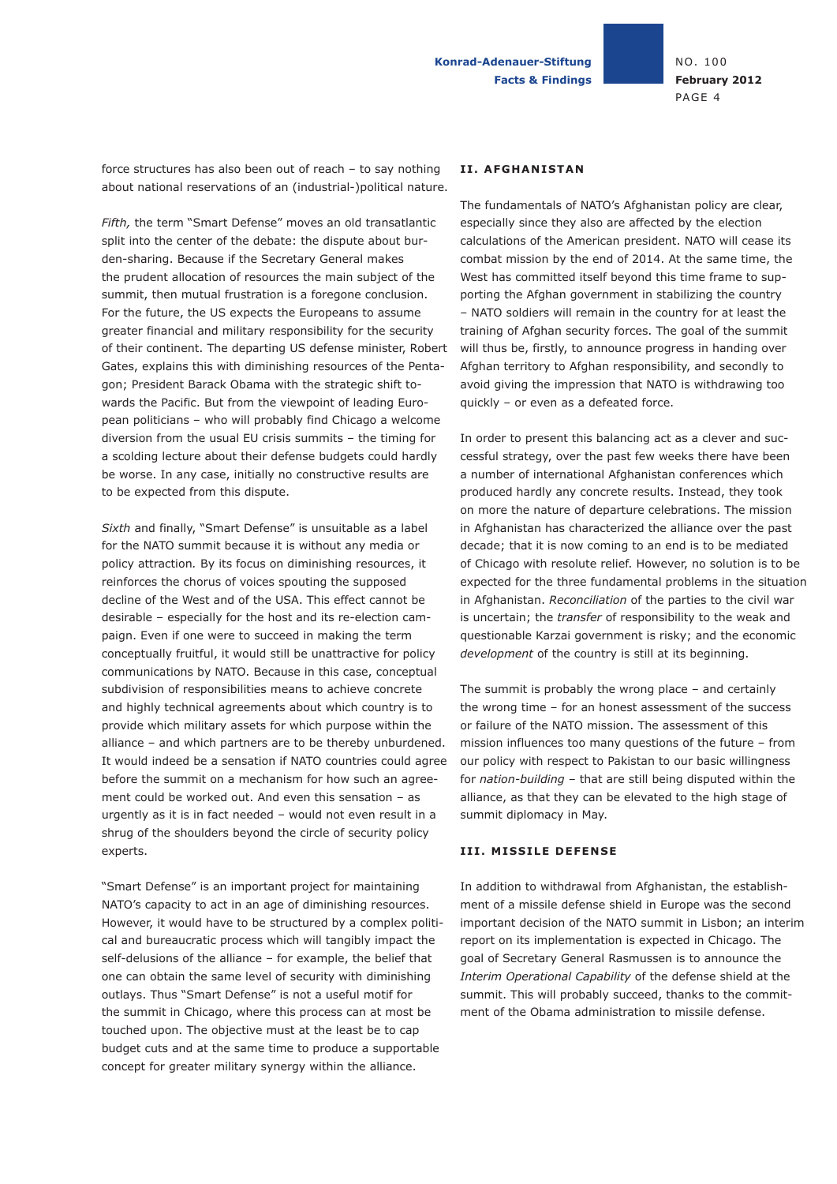force structures has also been out of reach – to say nothing about national reservations of an (industrial-)political nature.

*Fifth,* the term "Smart Defense" moves an old transatlantic split into the center of the debate: the dispute about burden-sharing. Because if the Secretary General makes the prudent allocation of resources the main subject of the summit, then mutual frustration is a foregone conclusion. For the future, the US expects the Europeans to assume greater financial and military responsibility for the security of their continent. The departing US defense minister, Robert Gates, explains this with diminishing resources of the Pentagon; President Barack Obama with the strategic shift towards the Pacific. But from the viewpoint of leading European politicians – who will probably find Chicago a welcome diversion from the usual EU crisis summits – the timing for a scolding lecture about their defense budgets could hardly be worse. In any case, initially no constructive results are to be expected from this dispute.

*Sixth* and finally, "Smart Defense" is unsuitable as a label for the NATO summit because it is without any media or policy attraction. By its focus on diminishing resources, it reinforces the chorus of voices spouting the supposed decline of the West and of the USA. This effect cannot be desirable – especially for the host and its re-election campaign. Even if one were to succeed in making the term conceptually fruitful, it would still be unattractive for policy communications by NATO. Because in this case, conceptual subdivision of responsibilities means to achieve concrete and highly technical agreements about which country is to provide which military assets for which purpose within the alliance – and which partners are to be thereby unburdened. It would indeed be a sensation if NATO countries could agree before the summit on a mechanism for how such an agreement could be worked out. And even this sensation – as urgently as it is in fact needed – would not even result in a shrug of the shoulders beyond the circle of security policy experts.

"Smart Defense" is an important project for maintaining NATO's capacity to act in an age of diminishing resources. However, it would have to be structured by a complex political and bureaucratic process which will tangibly impact the self-delusions of the alliance – for example, the belief that one can obtain the same level of security with diminishing outlays. Thus "Smart Defense" is not a useful motif for the summit in Chicago, where this process can at most be touched upon. The objective must at the least be to cap budget cuts and at the same time to produce a supportable concept for greater military synergy within the alliance.

## II. AFGHANISTAN

The fundamentals of NATO's Afghanistan policy are clear, especially since they also are affected by the election calculations of the American president. NATO will cease its combat mission by the end of 2014. At the same time, the West has committed itself beyond this time frame to supporting the Afghan government in stabilizing the country – NATO soldiers will remain in the country for at least the training of Afghan security forces. The goal of the summit will thus be, firstly, to announce progress in handing over Afghan territory to Afghan responsibility, and secondly to avoid giving the impression that NATO is withdrawing too quickly – or even as a defeated force.

In order to present this balancing act as a clever and successful strategy, over the past few weeks there have been a number of international Afghanistan conferences which produced hardly any concrete results. Instead, they took on more the nature of departure celebrations. The mission in Afghanistan has characterized the alliance over the past decade; that it is now coming to an end is to be mediated of Chicago with resolute relief. However, no solution is to be expected for the three fundamental problems in the situation in Afghanistan. *Reconciliation* of the parties to the civil war is uncertain; the *transfer* of responsibility to the weak and questionable Karzai government is risky; and the economic *development* of the country is still at its beginning.

The summit is probably the wrong place – and certainly the wrong time – for an honest assessment of the success or failure of the NATO mission. The assessment of this mission influences too many questions of the future – from our policy with respect to Pakistan to our basic willingness for *nation-building* – that are still being disputed within the alliance, as that they can be elevated to the high stage of summit diplomacy in May.

## III. MISSILE DEFENSE

In addition to withdrawal from Afghanistan, the establishment of a missile defense shield in Europe was the second important decision of the NATO summit in Lisbon; an interim report on its implementation is expected in Chicago. The goal of Secretary General Rasmussen is to announce the *Interim Operational Capability* of the defense shield at the summit. This will probably succeed, thanks to the commitment of the Obama administration to missile defense.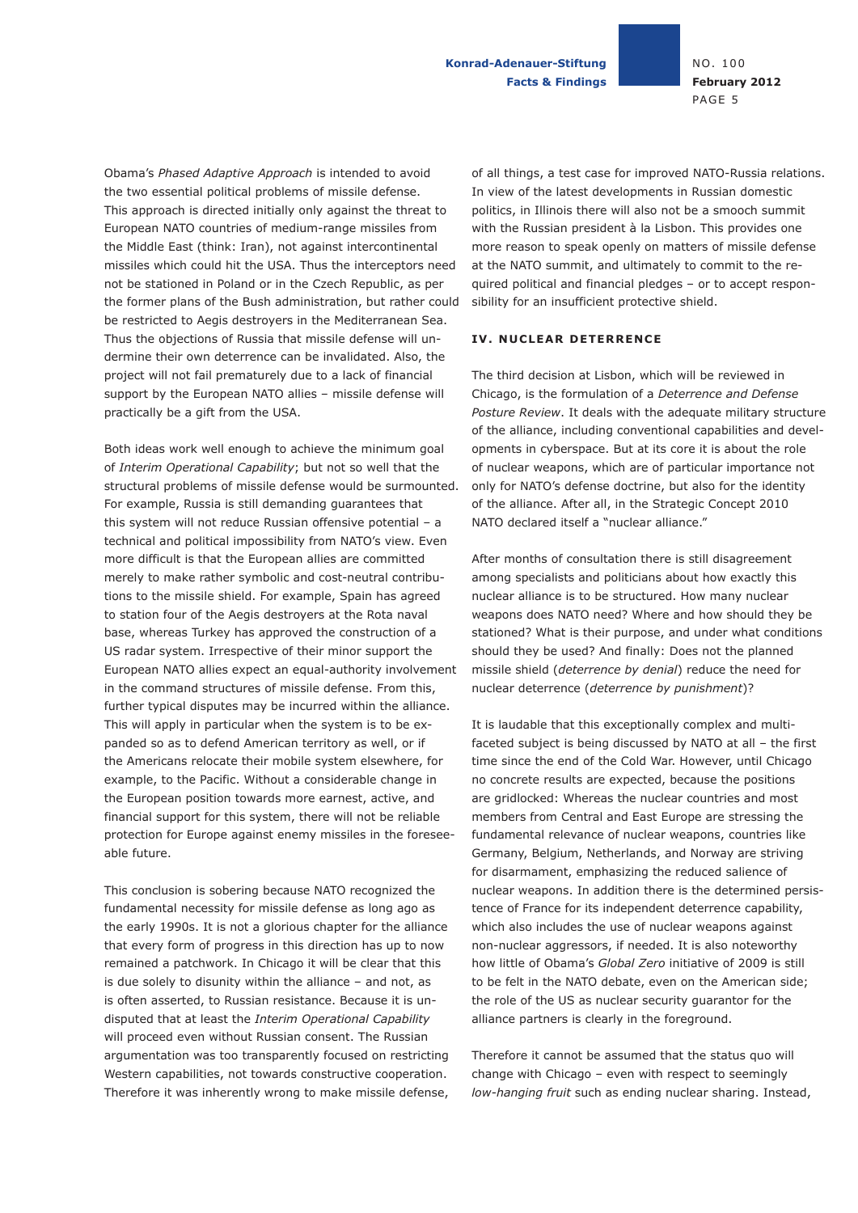Obama's *Phased Adaptive Approach* is intended to avoid the two essential political problems of missile defense. This approach is directed initially only against the threat to European NATO countries of medium-range missiles from the Middle East (think: Iran), not against intercontinental missiles which could hit the USA. Thus the interceptors need not be stationed in Poland or in the Czech Republic, as per the former plans of the Bush administration, but rather could be restricted to Aegis destroyers in the Mediterranean Sea. Thus the objections of Russia that missile defense will undermine their own deterrence can be invalidated. Also, the project will not fail prematurely due to a lack of financial support by the European NATO allies – missile defense will practically be a gift from the USA.

Both ideas work well enough to achieve the minimum goal of *Interim Operational Capability*; but not so well that the structural problems of missile defense would be surmounted. For example, Russia is still demanding guarantees that this system will not reduce Russian offensive potential – a technical and political impossibility from NATO's view. Even more difficult is that the European allies are committed merely to make rather symbolic and cost-neutral contributions to the missile shield. For example, Spain has agreed to station four of the Aegis destroyers at the Rota naval base, whereas Turkey has approved the construction of a US radar system. Irrespective of their minor support the European NATO allies expect an equal-authority involvement in the command structures of missile defense. From this, further typical disputes may be incurred within the alliance. This will apply in particular when the system is to be expanded so as to defend American territory as well, or if the Americans relocate their mobile system elsewhere, for example, to the Pacific. Without a considerable change in the European position towards more earnest, active, and financial support for this system, there will not be reliable protection for Europe against enemy missiles in the foreseeable future.

This conclusion is sobering because NATO recognized the fundamental necessity for missile defense as long ago as the early 1990s. It is not a glorious chapter for the alliance that every form of progress in this direction has up to now remained a patchwork. In Chicago it will be clear that this is due solely to disunity within the alliance – and not, as is often asserted, to Russian resistance. Because it is undisputed that at least the *Interim Operational Capability* will proceed even without Russian consent. The Russian argumentation was too transparently focused on restricting Western capabilities, not towards constructive cooperation. Therefore it was inherently wrong to make missile defense, of all things, a test case for improved NATO-Russia relations. In view of the latest developments in Russian domestic politics, in Illinois there will also not be a smooch summit with the Russian president à la Lisbon. This provides one more reason to speak openly on matters of missile defense at the NATO summit, and ultimately to commit to the required political and financial pledges – or to accept responsibility for an insufficient protective shield.

## IV. NUCLEAR DETERRENCE

The third decision at Lisbon, which will be reviewed in Chicago, is the formulation of a *Deterrence and Defense Posture Review*. It deals with the adequate military structure of the alliance, including conventional capabilities and developments in cyberspace. But at its core it is about the role of nuclear weapons, which are of particular importance not only for NATO's defense doctrine, but also for the identity of the alliance. After all, in the Strategic Concept 2010 NATO declared itself a "nuclear alliance."

After months of consultation there is still disagreement among specialists and politicians about how exactly this nuclear alliance is to be structured. How many nuclear weapons does NATO need? Where and how should they be stationed? What is their purpose, and under what conditions should they be used? And finally: Does not the planned missile shield (*deterrence by denial*) reduce the need for nuclear deterrence (*deterrence by punishment*)?

It is laudable that this exceptionally complex and multifaceted subject is being discussed by NATO at all – the first time since the end of the Cold War. However, until Chicago no concrete results are expected, because the positions are gridlocked: Whereas the nuclear countries and most members from Central and East Europe are stressing the fundamental relevance of nuclear weapons, countries like Germany, Belgium, Netherlands, and Norway are striving for disarmament, emphasizing the reduced salience of nuclear weapons. In addition there is the determined persistence of France for its independent deterrence capability, which also includes the use of nuclear weapons against non-nuclear aggressors, if needed. It is also noteworthy how little of Obama's *Global Zero* initiative of 2009 is still to be felt in the NATO debate, even on the American side; the role of the US as nuclear security guarantor for the alliance partners is clearly in the foreground.

Therefore it cannot be assumed that the status quo will change with Chicago – even with respect to seemingly *low-hanging fruit* such as ending nuclear sharing. Instead,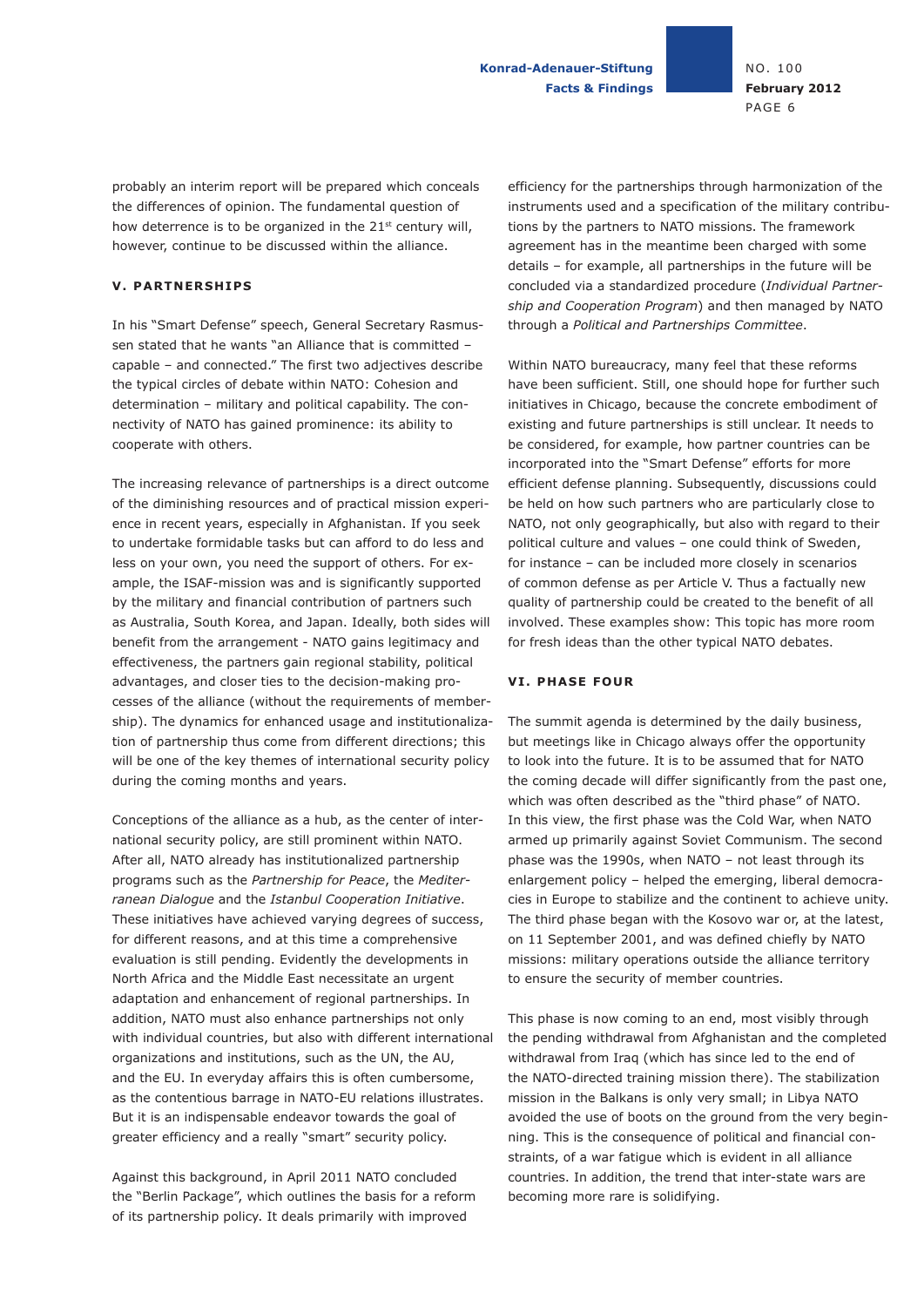probably an interim report will be prepared which conceals the differences of opinion. The fundamental question of how deterrence is to be organized in the 21st century will, however, continue to be discussed within the alliance.

## V. PARTNERSHIPS

In his "Smart Defense" speech, General Secretary Rasmussen stated that he wants "an Alliance that is committed – capable – and connected." The first two adjectives describe the typical circles of debate within NATO: Cohesion and determination – military and political capability. The connectivity of NATO has gained prominence: its ability to cooperate with others.

The increasing relevance of partnerships is a direct outcome of the diminishing resources and of practical mission experience in recent years, especially in Afghanistan. If you seek to undertake formidable tasks but can afford to do less and less on your own, you need the support of others. For example, the ISAF-mission was and is significantly supported by the military and financial contribution of partners such as Australia, South Korea, and Japan. Ideally, both sides will benefit from the arrangement - NATO gains legitimacy and effectiveness, the partners gain regional stability, political advantages, and closer ties to the decision-making processes of the alliance (without the requirements of membership). The dynamics for enhanced usage and institutionalization of partnership thus come from different directions; this will be one of the key themes of international security policy during the coming months and years.

Conceptions of the alliance as a hub, as the center of international security policy, are still prominent within NATO. After all, NATO already has institutionalized partnership programs such as the *Partnership for Peace*, the *Mediterranean Dialogue* and the *Istanbul Cooperation Initiative*. These initiatives have achieved varying degrees of success, for different reasons, and at this time a comprehensive evaluation is still pending. Evidently the developments in North Africa and the Middle East necessitate an urgent adaptation and enhancement of regional partnerships. In addition, NATO must also enhance partnerships not only with individual countries, but also with different international organizations and institutions, such as the UN, the AU, and the EU. In everyday affairs this is often cumbersome, as the contentious barrage in NATO-EU relations illustrates. But it is an indispensable endeavor towards the goal of greater efficiency and a really "smart" security policy.

Against this background, in April 2011 NATO concluded the "Berlin Package", which outlines the basis for a reform of its partnership policy. It deals primarily with improved efficiency for the partnerships through harmonization of the instruments used and a specification of the military contributions by the partners to NATO missions. The framework agreement has in the meantime been charged with some details – for example, all partnerships in the future will be concluded via a standardized procedure (*Individual Partnership and Cooperation Program*) and then managed by NATO through a *Political and Partnerships Committee*.

Within NATO bureaucracy, many feel that these reforms have been sufficient. Still, one should hope for further such initiatives in Chicago, because the concrete embodiment of existing and future partnerships is still unclear. It needs to be considered, for example, how partner countries can be incorporated into the "Smart Defense" efforts for more efficient defense planning. Subsequently, discussions could be held on how such partners who are particularly close to NATO, not only geographically, but also with regard to their political culture and values – one could think of Sweden, for instance – can be included more closely in scenarios of common defense as per Article V. Thus a factually new quality of partnership could be created to the benefit of all involved. These examples show: This topic has more room for fresh ideas than the other typical NATO debates.

## VI. PHASE FOUR

The summit agenda is determined by the daily business, but meetings like in Chicago always offer the opportunity to look into the future. It is to be assumed that for NATO the coming decade will differ significantly from the past one, which was often described as the "third phase" of NATO. In this view, the first phase was the Cold War, when NATO armed up primarily against Soviet Communism. The second phase was the 1990s, when NATO – not least through its enlargement policy – helped the emerging, liberal democracies in Europe to stabilize and the continent to achieve unity. The third phase began with the Kosovo war or, at the latest, on 11 September 2001, and was defined chiefly by NATO missions: military operations outside the alliance territory to ensure the security of member countries.

This phase is now coming to an end, most visibly through the pending withdrawal from Afghanistan and the completed withdrawal from Iraq (which has since led to the end of the NATO-directed training mission there). The stabilization mission in the Balkans is only very small; in Libya NATO avoided the use of boots on the ground from the very beginning. This is the consequence of political and financial constraints, of a war fatigue which is evident in all alliance countries. In addition, the trend that inter-state wars are becoming more rare is solidifying.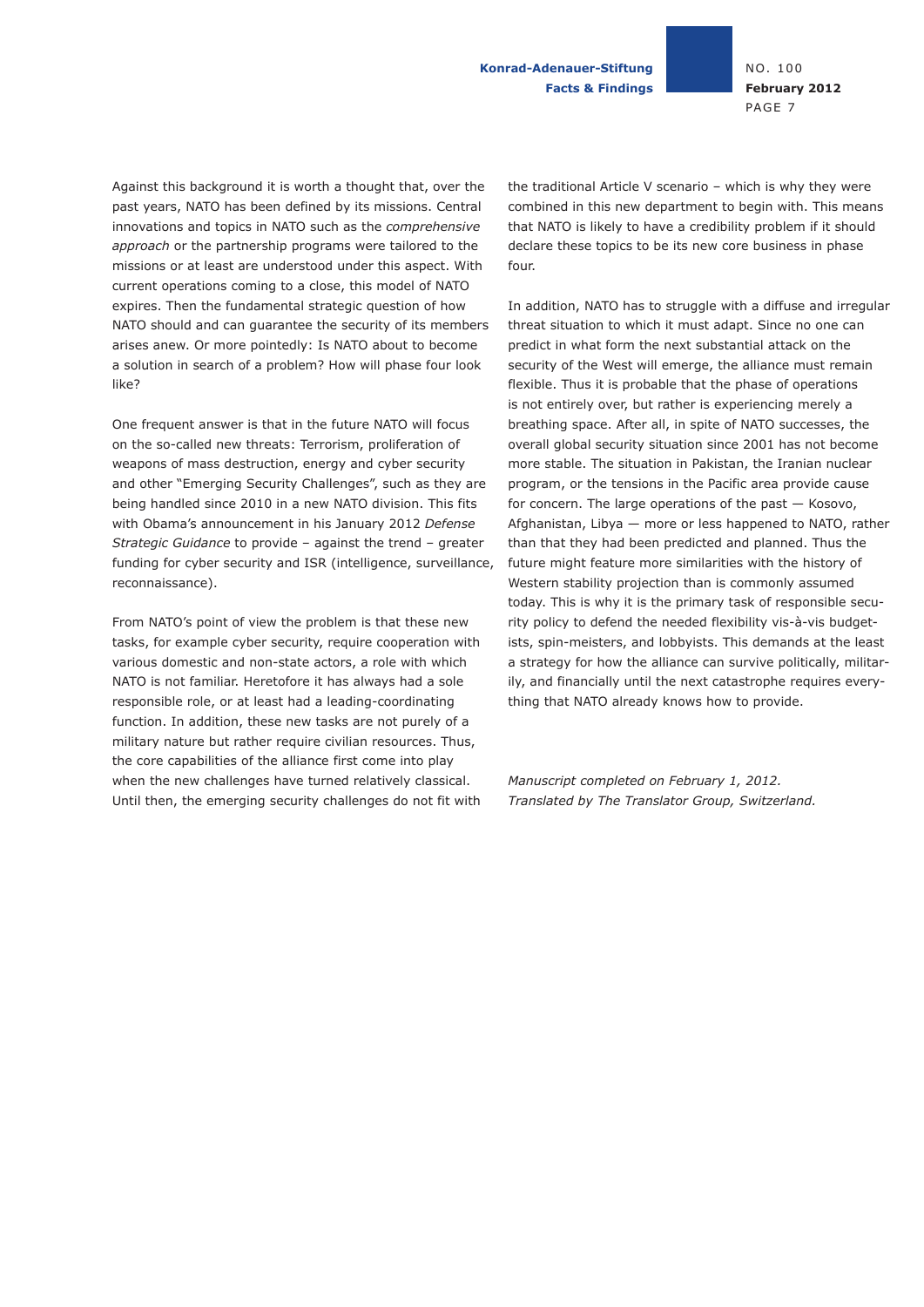Against this background it is worth a thought that, over the past years, NATO has been defined by its missions. Central innovations and topics in NATO such as the *comprehensive approach* or the partnership programs were tailored to the missions or at least are understood under this aspect. With current operations coming to a close, this model of NATO expires. Then the fundamental strategic question of how NATO should and can guarantee the security of its members arises anew. Or more pointedly: Is NATO about to become a solution in search of a problem? How will phase four look like?

One frequent answer is that in the future NATO will focus on the so-called new threats: Terrorism, proliferation of weapons of mass destruction, energy and cyber security and other "Emerging Security Challenges", such as they are being handled since 2010 in a new NATO division. This fits with Obama's announcement in his January 2012 *Defense Strategic Guidance* to provide – against the trend – greater funding for cyber security and ISR (intelligence, surveillance, reconnaissance).

From NATO's point of view the problem is that these new tasks, for example cyber security, require cooperation with various domestic and non-state actors, a role with which NATO is not familiar. Heretofore it has always had a sole responsible role, or at least had a leading-coordinating function. In addition, these new tasks are not purely of a military nature but rather require civilian resources. Thus, the core capabilities of the alliance first come into play when the new challenges have turned relatively classical. Until then, the emerging security challenges do not fit with the traditional Article V scenario – which is why they were combined in this new department to begin with. This means that NATO is likely to have a credibility problem if it should declare these topics to be its new core business in phase four.

In addition, NATO has to struggle with a diffuse and irregular threat situation to which it must adapt. Since no one can predict in what form the next substantial attack on the security of the West will emerge, the alliance must remain flexible. Thus it is probable that the phase of operations is not entirely over, but rather is experiencing merely a breathing space. After all, in spite of NATO successes, the overall global security situation since 2001 has not become more stable. The situation in Pakistan, the Iranian nuclear program, or the tensions in the Pacific area provide cause for concern. The large operations of the past — Kosovo, Afghanistan, Libya — more or less happened to NATO, rather than that they had been predicted and planned. Thus the future might feature more similarities with the history of Western stability projection than is commonly assumed today. This is why it is the primary task of responsible security policy to defend the needed flexibility vis-à-vis budgetists, spin-meisters, and lobbyists. This demands at the least a strategy for how the alliance can survive politically, militarily, and financially until the next catastrophe requires everything that NATO already knows how to provide.

*Manuscript completed on February 1, 2012.*
*Translated by The Translator Group, Switzerland.*